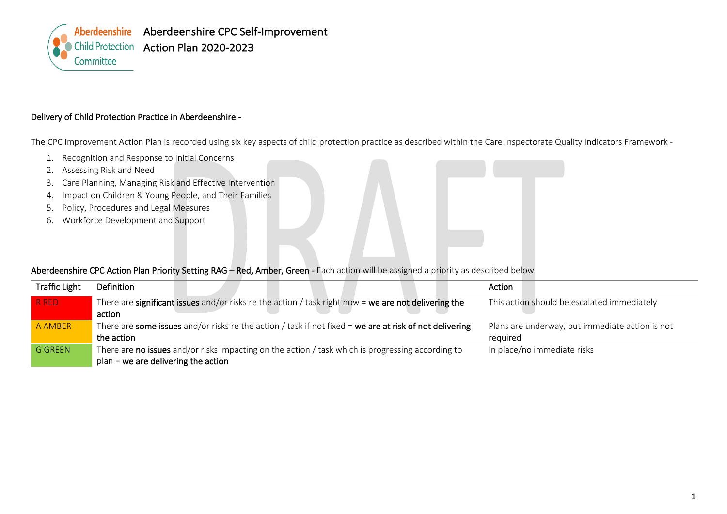# Aberdeenshire CPC Self-Improvement Action Plan 2020-2023

Aberdeenshire Child Protection Committee

DRAFT

## Delivery of Child Protection Practice in Aberdeenshire -

The CPC Improvement Action Plan is recorded using six key aspects of child protection practice as described within the Care Inspectorate Quality Indicators Framework -

1. Recognition and Response to Initial Concerns
2. Assessing Risk and Need
3. Care Planning, Managing Risk and Effective Intervention
4. Impact on Children & Young People, and Their Families
5. Policy, Procedures and Legal Measures
6. Workforce Development and Support

**Aberdeenshire CPC Action Plan Priority Setting RAG – Red, Amber, Green -** Each action will be assigned a priority as described below

| Traffic Light | Definition | Action |
|---|---|---|
| R RED | There are **significant issues** and/or risks re the action / task right now = **we are not delivering the action** | This action should be escalated immediately |
| A AMBER | There are **some issues** and/or risks re the action / task if not fixed = **we are at risk of not delivering the action** | Plans are underway, but immediate action is not required |
| G GREEN | There are **no issues** and/or risks impacting on the action / task which is progressing according to plan = **we are delivering the action** | In place/no immediate risks |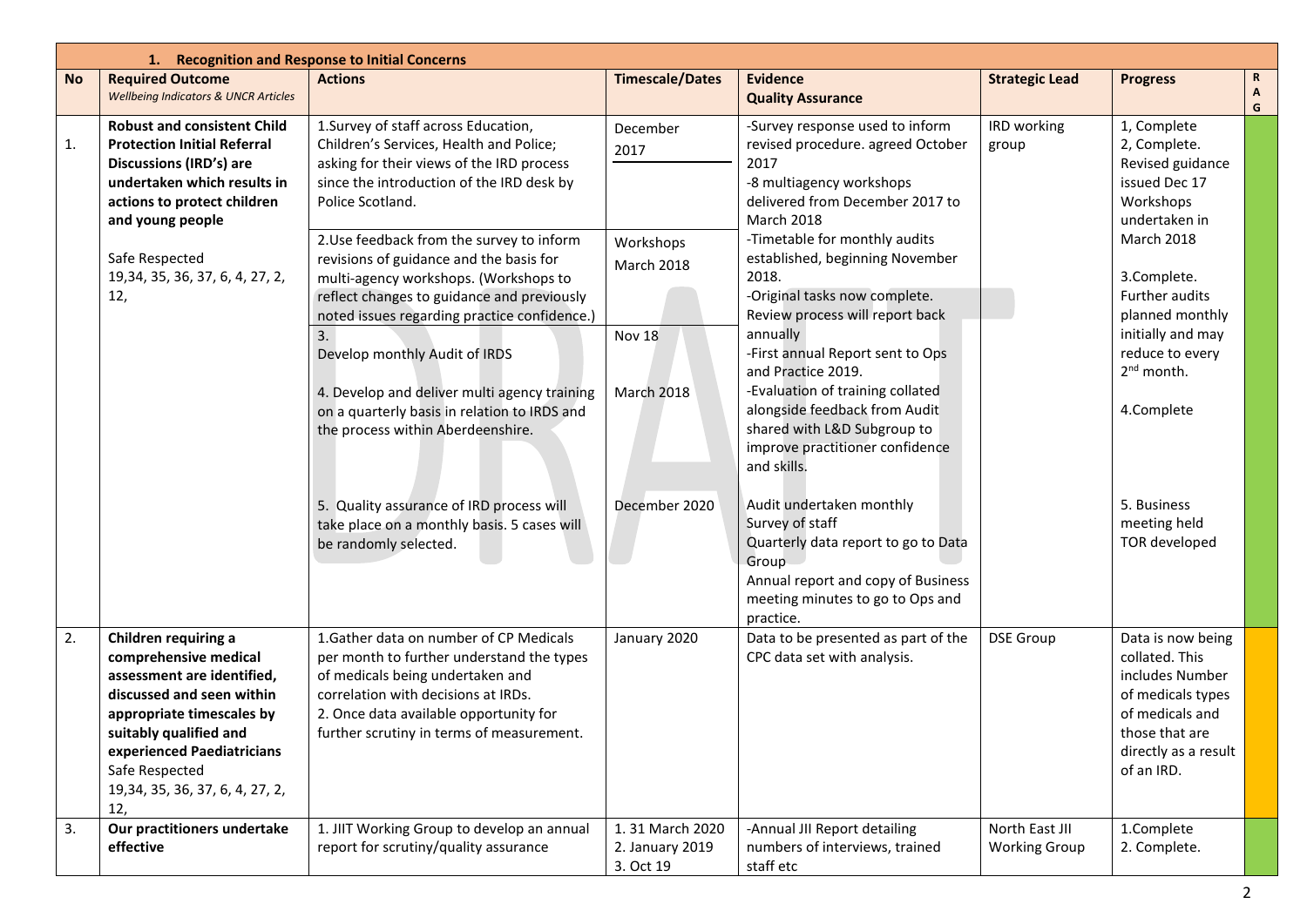| **1. Recognition and Response to Initial Concerns** | | | | | | | |
|---|---|---|---|---|---|---|---|
| **No** | **Required Outcome** *Wellbeing Indicators & UNCR Articles* | **Actions** | **Timescale/Dates** | **Evidence** **Quality Assurance** | **Strategic Lead** | **Progress** | **RAG** |
| 1. | **Robust and consistent Child Protection Initial Referral Discussions (IRD's) are undertaken which results in actions to protect children and young people** Safe Respected 19,34, 35, 36, 37, 6, 4, 27, 2, 12, | 1.Survey of staff across Education, Children's Services, Health and Police; asking for their views of the IRD process since the introduction of the IRD desk by Police Scotland. 2.Use feedback from the survey to inform revisions of guidance and the basis for multi-agency workshops. (Workshops to reflect changes to guidance and previously noted issues regarding practice confidence.) 3. Develop monthly Audit of IRDS 4. Develop and deliver multi agency training on a quarterly basis in relation to IRDS and the process within Aberdeenshire. 5. Quality assurance of IRD process will take place on a monthly basis. 5 cases will be randomly selected. | December 2017 Workshops March 2018 Nov 18 March 2018 December 2020 | -Survey response used to inform revised procedure. agreed October 2017 -8 multiagency workshops delivered from December 2017 to March 2018 -Timetable for monthly audits established, beginning November 2018. -Original tasks now complete. Review process will report back annually -First annual Report sent to Ops and Practice 2019. -Evaluation of training collated alongside feedback from Audit shared with L&D Subgroup to improve practitioner confidence and skills. Audit undertaken monthly Survey of staff Quarterly data report to go to Data Group Annual report and copy of Business meeting minutes to go to Ops and practice. | IRD working group | 1, Complete 2, Complete. Revised guidance issued Dec 17 Workshops undertaken in March 2018 3.Complete. Further audits planned monthly initially and may reduce to every 2nd month. 4.Complete 5. Business meeting held TOR developed | Green |
| 2. | **Children requiring a comprehensive medical assessment are identified, discussed and seen within appropriate timescales by suitably qualified and experienced Paediatricians** Safe Respected 19,34, 35, 36, 37, 6, 4, 27, 2, 12, | 1.Gather data on number of CP Medicals per month to further understand the types of medicals being undertaken and correlation with decisions at IRDs. 2. Once data available opportunity for further scrutiny in terms of measurement. | January 2020 | Data to be presented as part of the CPC data set with analysis. | DSE Group | Data is now being collated. This includes Number of medicals types of medicals and those that are directly as a result of an IRD. | Amber |
| 3. | **Our practitioners undertake effective** | 1. JIIT Working Group to develop an annual report for scrutiny/quality assurance | 1. 31 March 2020 2. January 2019 3. Oct 19 | -Annual JII Report detailing numbers of interviews, trained staff etc | North East JII Working Group | 1.Complete 2. Complete. | Green |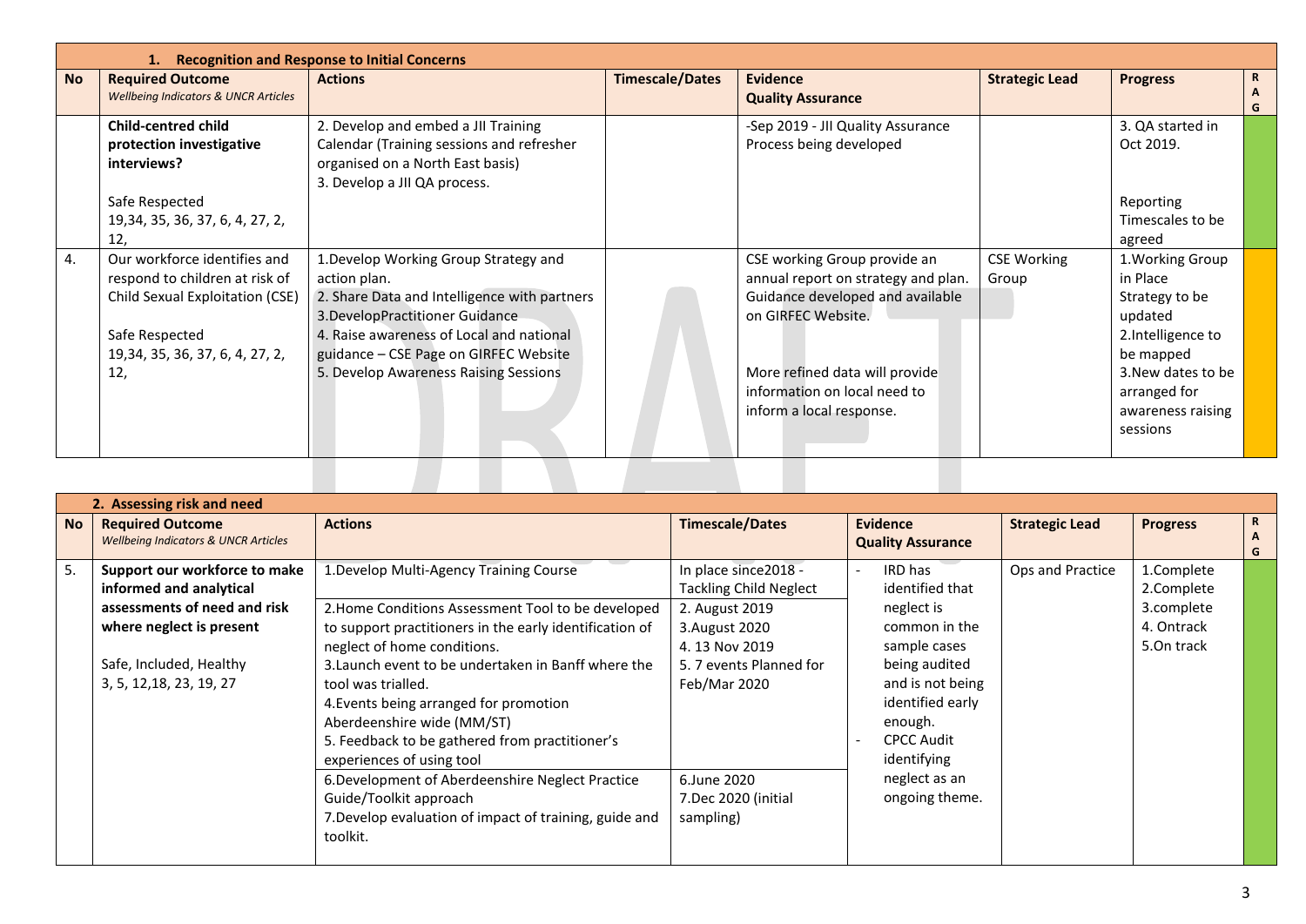| 1. Recognition and Response to Initial Concerns | | | | | | | |
|---|---|---|---|---|---|---|---|
| **No** | **Required Outcome** *Wellbeing Indicators & UNCR Articles* | **Actions** | **Timescale/Dates** | **Evidence Quality Assurance** | **Strategic Lead** | **Progress** | **RAG** |
| | **Child-centred child protection investigative interviews?** <br><br> Safe Respected <br> 19,34, 35, 36, 37, 6, 4, 27, 2, 12, | 2. Develop and embed a JII Training Calendar (Training sessions and refresher organised on a North East basis) <br> 3. Develop a JII QA process. | | -Sep 2019 - JII Quality Assurance Process being developed | | 3. QA started in Oct 2019. <br><br> Reporting Timescales to be agreed | |
| 4. | Our workforce identifies and respond to children at risk of Child Sexual Exploitation (CSE) <br><br> Safe Respected <br> 19,34, 35, 36, 37, 6, 4, 27, 2, 12, | 1.Develop Working Group Strategy and action plan. <br> 2. Share Data and Intelligence with partners <br> 3.DevelopPractitioner Guidance <br> 4. Raise awareness of Local and national guidance – CSE Page on GIRFEC Website <br> 5. Develop Awareness Raising Sessions | | CSE working Group provide an annual report on strategy and plan. Guidance developed and available on GIRFEC Website. <br><br> More refined data will provide information on local need to inform a local response. | CSE Working Group | 1.Working Group in Place Strategy to be updated <br> 2.Intelligence to be mapped <br> 3.New dates to be arranged for awareness raising sessions | |

| 2. Assessing risk and need | | | | | | | |
|---|---|---|---|---|---|---|---|
| **No** | **Required Outcome** *Wellbeing Indicators & UNCR Articles* | **Actions** | **Timescale/Dates** | **Evidence Quality Assurance** | **Strategic Lead** | **Progress** | **RAG** |
| 5. | **Support our workforce to make informed and analytical assessments of need and risk where neglect is present** <br><br> Safe, Included, Healthy <br> 3, 5, 12,18, 23, 19, 27 | 1.Develop Multi-Agency Training Course <br><br> 2.Home Conditions Assessment Tool to be developed to support practitioners in the early identification of neglect of home conditions. <br> 3.Launch event to be undertaken in Banff where the tool was trialled. <br> 4.Events being arranged for promotion Aberdeenshire wide (MM/ST) <br> 5. Feedback to be gathered from practitioner's experiences of using tool <br><br> 6.Development of Aberdeenshire Neglect Practice Guide/Toolkit approach <br> 7.Develop evaluation of impact of training, guide and toolkit. | In place since2018 - Tackling Child Neglect <br> 2. August 2019 <br> 3.August 2020 <br> 4. 13 Nov 2019 <br> 5. 7 events Planned for Feb/Mar 2020 <br><br> 6.June 2020 <br> 7.Dec 2020 (initial sampling) | - IRD has identified that neglect is common in the sample cases being audited and is not being identified early enough. <br> - CPCC Audit identifying neglect as an ongoing theme. | Ops and Practice | 1.Complete <br> 2.Complete <br> 3.complete <br> 4. Ontrack <br> 5.On track | |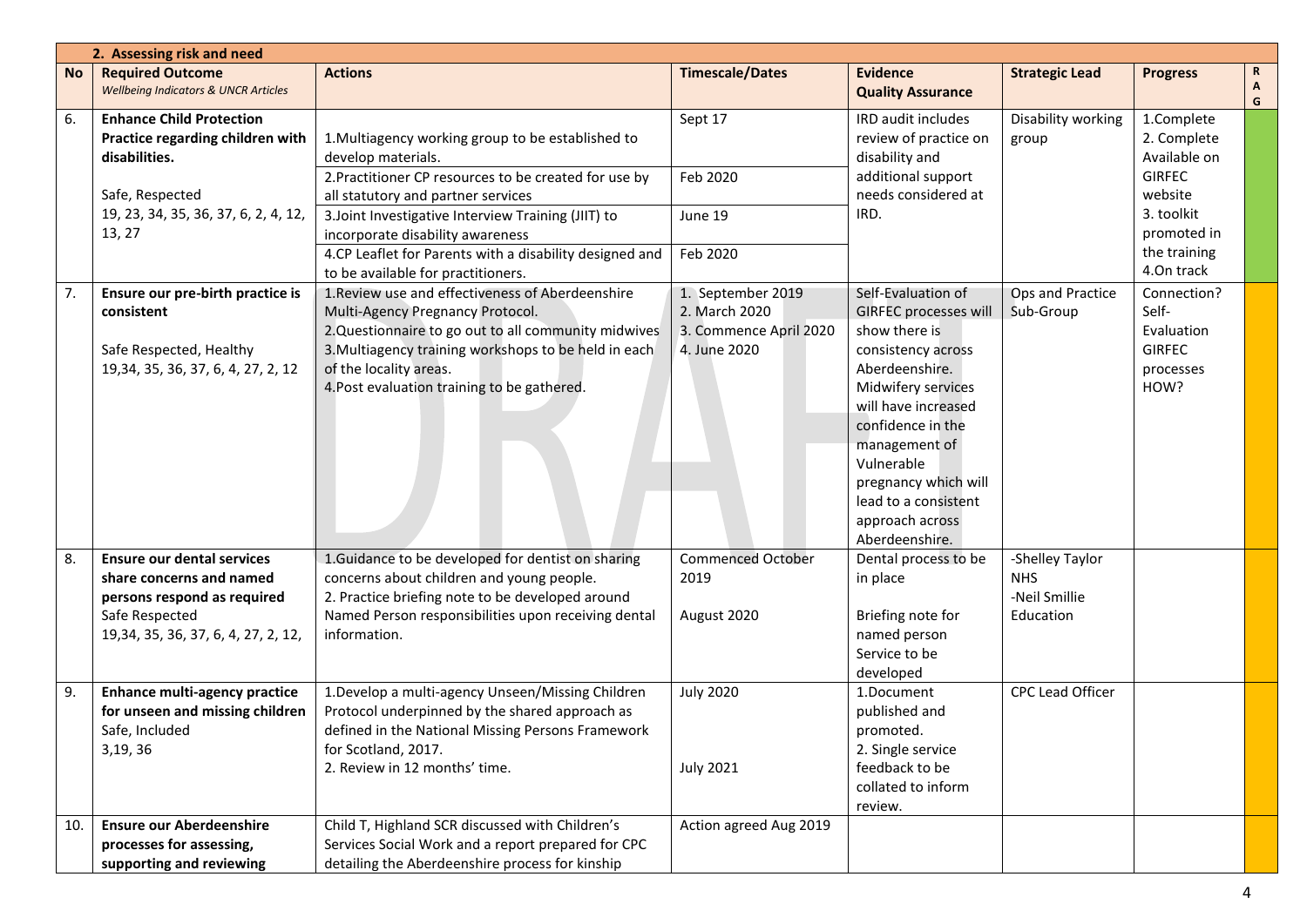| 2. Assessing risk and need | | | | | | | |
|---|---|---|---|---|---|---|---|
| **No** | **Required Outcome** *Wellbeing Indicators & UNCR Articles* | **Actions** | **Timescale/Dates** | **Evidence Quality Assurance** | **Strategic Lead** | **Progress** | **R A G** |
| 6. | **Enhance Child Protection Practice regarding children with disabilities.** Safe, Respected 19, 23, 34, 35, 36, 37, 6, 2, 4, 12, 13, 27 | 1.Multiagency working group to be established to develop materials. 2.Practitioner CP resources to be created for use by all statutory and partner services 3.Joint Investigative Interview Training (JIIT) to incorporate disability awareness 4.CP Leaflet for Parents with a disability designed and to be available for practitioners. | Sept 17 Feb 2020 June 19 Feb 2020 | IRD audit includes review of practice on disability and additional support needs considered at IRD. | Disability working group | 1.Complete 2. Complete Available on GIRFEC website 3. toolkit promoted in the training 4.On track | |
| 7. | **Ensure our pre-birth practice is consistent** Safe Respected, Healthy 19,34, 35, 36, 37, 6, 4, 27, 2, 12 | 1.Review use and effectiveness of Aberdeenshire Multi-Agency Pregnancy Protocol. 2.Questionnaire to go out to all community midwives 3.Multiagency training workshops to be held in each of the locality areas. 4.Post evaluation training to be gathered. | 1. September 2019 2. March 2020 3. Commence April 2020 4. June 2020 | Self-Evaluation of GIRFEC processes will show there is consistency across Aberdeenshire. Midwifery services will have increased confidence in the management of Vulnerable pregnancy which will lead to a consistent approach across Aberdeenshire. | Ops and Practice Sub-Group | Connection? Self-Evaluation GIRFEC processes HOW? | |
| 8. | **Ensure our dental services share concerns and named persons respond as required** Safe Respected 19,34, 35, 36, 37, 6, 4, 27, 2, 12, | 1.Guidance to be developed for dentist on sharing concerns about children and young people. 2. Practice briefing note to be developed around Named Person responsibilities upon receiving dental information. | Commenced October 2019 August 2020 | Dental process to be in place Briefing note for named person Service to be developed | -Shelley Taylor NHS -Neil Smillie Education | | |
| 9. | **Enhance multi-agency practice for unseen and missing children** Safe, Included 3,19, 36 | 1.Develop a multi-agency Unseen/Missing Children Protocol underpinned by the shared approach as defined in the National Missing Persons Framework for Scotland, 2017. 2. Review in 12 months' time. | July 2020 July 2021 | 1.Document published and promoted. 2. Single service feedback to be collated to inform review. | CPC Lead Officer | | |
| 10. | **Ensure our Aberdeenshire processes for assessing, supporting and reviewing** | Child T, Highland SCR discussed with Children's Services Social Work and a report prepared for CPC detailing the Aberdeenshire process for kinship | Action agreed Aug 2019 | | | | |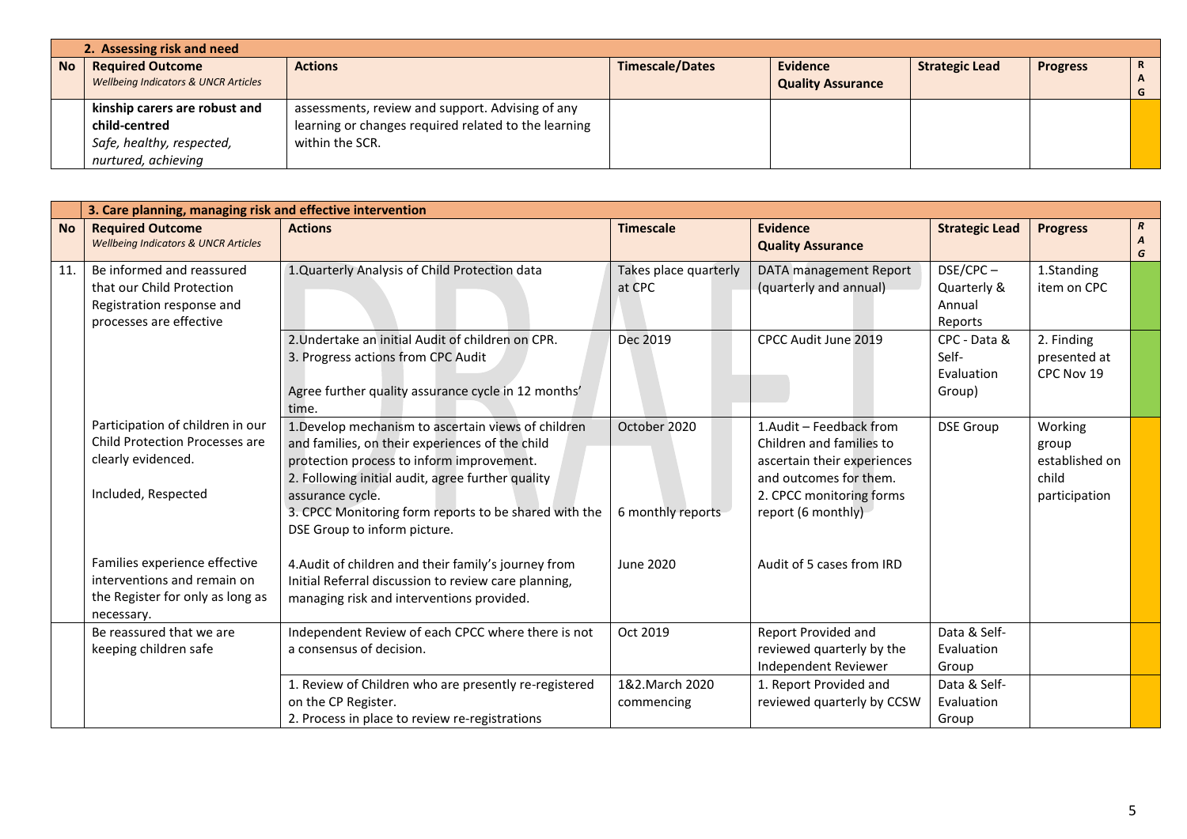| 2. Assessing risk and need | | | | | | | |
|---|---|---|---|---|---|---|---|
| **No** | **Required Outcome** *Wellbeing Indicators & UNCR Articles* | **Actions** | **Timescale/Dates** | **Evidence Quality Assurance** | **Strategic Lead** | **Progress** | **R A G** |
| | **kinship carers are robust and child-centred** *Safe, healthy, respected, nurtured, achieving* | assessments, review and support. Advising of any learning or changes required related to the learning within the SCR. | | | | | |

| 3. Care planning, managing risk and effective intervention | | | | | | | |
|---|---|---|---|---|---|---|---|
| **No** | **Required Outcome** *Wellbeing Indicators & UNCR Articles* | **Actions** | **Timescale** | **Evidence Quality Assurance** | **Strategic Lead** | **Progress** | ***R A G*** |
| 11. | Be informed and reassured that our Child Protection Registration response and processes are effective | 1.Quarterly Analysis of Child Protection data | Takes place quarterly at CPC | DATA management Report (quarterly and annual) | DSE/CPC – Quarterly & Annual Reports | 1.Standing item on CPC | |
| | | 2.Undertake an initial Audit of children on CPR.<br>3. Progress actions from CPC Audit<br><br>Agree further quality assurance cycle in 12 months' time. | Dec 2019 | CPCC Audit June 2019 | CPC - Data & Self-Evaluation Group) | 2. Finding presented at CPC Nov 19 | |
| | Participation of children in our Child Protection Processes are clearly evidenced.<br><br>Included, Respected | 1.Develop mechanism to ascertain views of children and families, on their experiences of the child protection process to inform improvement.<br>2. Following initial audit, agree further quality assurance cycle.<br>3. CPCC Monitoring form reports to be shared with the DSE Group to inform picture. | October 2020<br><br><br><br><br>6 monthly reports | 1.Audit – Feedback from Children and families to ascertain their experiences and outcomes for them.<br>2. CPCC monitoring forms report (6 monthly) | DSE Group | Working group established on child participation | |
| | Families experience effective interventions and remain on the Register for only as long as necessary. | 4.Audit of children and their family's journey from Initial Referral discussion to review care planning, managing risk and interventions provided. | June 2020 | Audit of 5 cases from IRD | | | |
| | Be reassured that we are keeping children safe | Independent Review of each CPCC where there is not a consensus of decision. | Oct 2019 | Report Provided and reviewed quarterly by the Independent Reviewer | Data & Self-Evaluation Group | | |
| | | 1. Review of Children who are presently re-registered on the CP Register.<br>2. Process in place to review re-registrations | 1&2.March 2020 commencing | 1. Report Provided and reviewed quarterly by CCSW | Data & Self-Evaluation Group | | |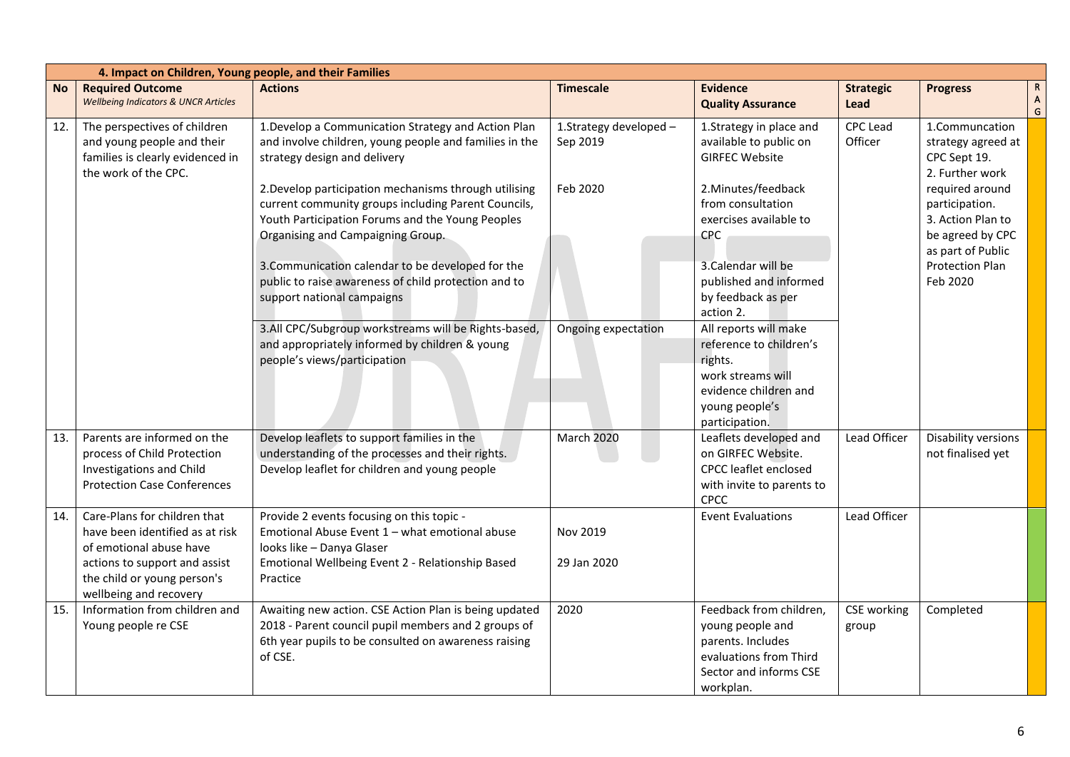| 4. Impact on Children, Young people, and their Families | | | | | | | |
|---|---|---|---|---|---|---|---|
| **No** | **Required Outcome** *Wellbeing Indicators & UNCR Articles* | **Actions** | **Timescale** | **Evidence Quality Assurance** | **Strategic Lead** | **Progress** | **R A G** |
| 12. | The perspectives of children and young people and their families is clearly evidenced in the work of the CPC. | 1.Develop a Communication Strategy and Action Plan and involve children, young people and families in the strategy design and delivery<br><br>2.Develop participation mechanisms through utilising current community groups including Parent Councils, Youth Participation Forums and the Young Peoples Organising and Campaigning Group.<br><br>3.Communication calendar to be developed for the public to raise awareness of child protection and to support national campaigns<br><br>3.All CPC/Subgroup workstreams will be Rights-based, and appropriately informed by children & young people's views/participation | 1.Strategy developed – Sep 2019<br><br>Feb 2020<br><br><br><br>Ongoing expectation | 1.Strategy in place and available to public on GIRFEC Website<br><br>2.Minutes/feedback from consultation exercises available to CPC<br><br>3.Calendar will be published and informed by feedback as per action 2.<br><br>All reports will make reference to children's rights.<br>work streams will evidence children and young people's participation. | CPC Lead Officer | 1.Communcation strategy agreed at CPC Sept 19.<br>2. Further work required around participation.<br>3. Action Plan to be agreed by CPC as part of Public Protection Plan Feb 2020 | |
| 13. | Parents are informed on the process of Child Protection Investigations and Child Protection Case Conferences | Develop leaflets to support families in the understanding of the processes and their rights.<br>Develop leaflet for children and young people | March 2020 | Leaflets developed and on GIRFEC Website.<br>CPCC leaflet enclosed with invite to parents to CPCC | Lead Officer | Disability versions not finalised yet | |
| 14. | Care-Plans for children that have been identified as at risk of emotional abuse have actions to support and assist the child or young person's wellbeing and recovery | Provide 2 events focusing on this topic -<br>Emotional Abuse Event 1 – what emotional abuse looks like – Danya Glaser<br>Emotional Wellbeing Event 2 - Relationship Based Practice | <br>Nov 2019<br><br>29 Jan 2020 | Event Evaluations | Lead Officer | | |
| 15. | Information from children and Young people re CSE | Awaiting new action. CSE Action Plan is being updated 2018 - Parent council pupil members and 2 groups of 6th year pupils to be consulted on awareness raising of CSE. | 2020 | Feedback from children, young people and parents. Includes evaluations from Third Sector and informs CSE workplan. | CSE working group | Completed | |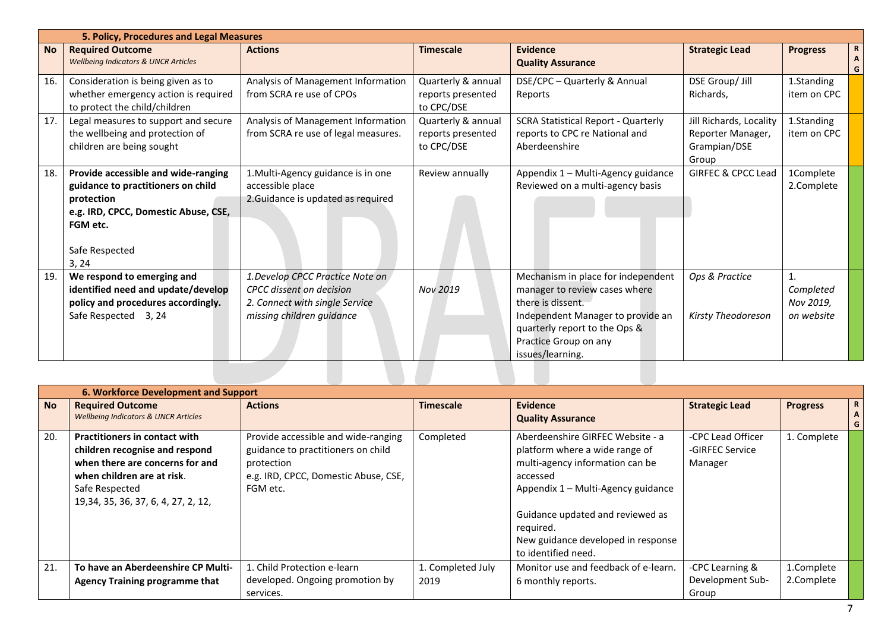| | 5. Policy, Procedures and Legal Measures | | | | | | |
|---|---|---|---|---|---|---|---|
| **No** | **Required Outcome** *Wellbeing Indicators & UNCR Articles* | **Actions** | **Timescale** | **Evidence** **Quality Assurance** | **Strategic Lead** | **Progress** | **R A G** |
| 16. | Consideration is being given as to whether emergency action is required to protect the child/children | Analysis of Management Information from SCRA re use of CPOs | Quarterly & annual reports presented to CPC/DSE | DSE/CPC – Quarterly & Annual Reports | DSE Group/ Jill Richards, | 1.Standing item on CPC | |
| 17. | Legal measures to support and secure the wellbeing and protection of children are being sought | Analysis of Management Information from SCRA re use of legal measures. | Quarterly & annual reports presented to CPC/DSE | SCRA Statistical Report - Quarterly reports to CPC re National and Aberdeenshire | Jill Richards, Locality Reporter Manager, Grampian/DSE Group | 1.Standing item on CPC | |
| 18. | **Provide accessible and wide-ranging guidance to practitioners on child protection e.g. IRD, CPCC, Domestic Abuse, CSE, FGM etc.** Safe Respected 3, 24 | 1.Multi-Agency guidance is in one accessible place 2.Guidance is updated as required | Review annually | Appendix 1 – Multi-Agency guidance Reviewed on a multi-agency basis | GIRFEC & CPCC Lead | 1Complete 2.Complete | |
| 19. | **We respond to emerging and identified need and update/develop policy and procedures accordingly.** Safe Respected 3, 24 | *1.Develop CPCC Practice Note on CPCC dissent on decision* *2. Connect with single Service missing children guidance* | *Nov 2019* | Mechanism in place for independent manager to review cases where there is dissent. Independent Manager to provide an quarterly report to the Ops & Practice Group on any issues/learning. | *Ops & Practice* *Kirsty Theodoreson* | *1. Completed Nov 2019, on website* | |

| | 6. Workforce Development and Support | | | | | | |
|---|---|---|---|---|---|---|---|
| **No** | **Required Outcome** *Wellbeing Indicators & UNCR Articles* | **Actions** | **Timescale** | **Evidence** **Quality Assurance** | **Strategic Lead** | **Progress** | **R A G** |
| 20. | **Practitioners in contact with children recognise and respond when there are concerns for and when children are at risk**. Safe Respected 19,34, 35, 36, 37, 6, 4, 27, 2, 12, | Provide accessible and wide-ranging guidance to practitioners on child protection e.g. IRD, CPCC, Domestic Abuse, CSE, FGM etc. | Completed | Aberdeenshire GIRFEC Website - a platform where a wide range of multi-agency information can be accessed Appendix 1 – Multi-Agency guidance Guidance updated and reviewed as required. New guidance developed in response to identified need. | -CPC Lead Officer -GIRFEC Service Manager | 1. Complete | |
| 21. | **To have an Aberdeenshire CP Multi-Agency Training programme that** | 1. Child Protection e-learn developed. Ongoing promotion by services. | 1. Completed July 2019 | Monitor use and feedback of e-learn. 6 monthly reports. | -CPC Learning & Development Sub-Group | 1.Complete 2.Complete | |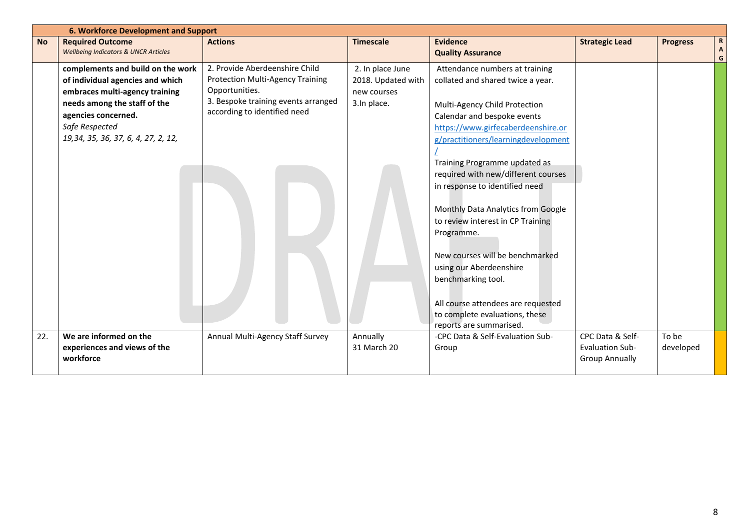| 6. Workforce Development and Support | | | | | | | |
|---|---|---|---|---|---|---|---|
| **No** | **Required Outcome** *Wellbeing Indicators & UNCR Articles* | **Actions** | **Timescale** | **Evidence** **Quality Assurance** | **Strategic Lead** | **Progress** | **RAG** |
| | **complements and build on the work of individual agencies and which embraces multi-agency training needs among the staff of the agencies concerned.** *Safe Respected* *19,34, 35, 36, 37, 6, 4, 27, 2, 12,* | 2. Provide Aberdeenshire Child Protection Multi-Agency Training Opportunities. 3. Bespoke training events arranged according to identified need | 2. In place June 2018. Updated with new courses 3.In place. | Attendance numbers at training collated and shared twice a year. Multi-Agency Child Protection Calendar and bespoke events https://www.girfecaberdeenshire.org/practitioners/learningdevelopment/ Training Programme updated as required with new/different courses in response to identified need Monthly Data Analytics from Google to review interest in CP Training Programme. New courses will be benchmarked using our Aberdeenshire benchmarking tool. All course attendees are requested to complete evaluations, these reports are summarised. | | | |
| 22. | **We are informed on the experiences and views of the workforce** | Annual Multi-Agency Staff Survey | Annually 31 March 20 | -CPC Data & Self-Evaluation Sub-Group | CPC Data & Self-Evaluation Sub-Group Annually | To be developed | |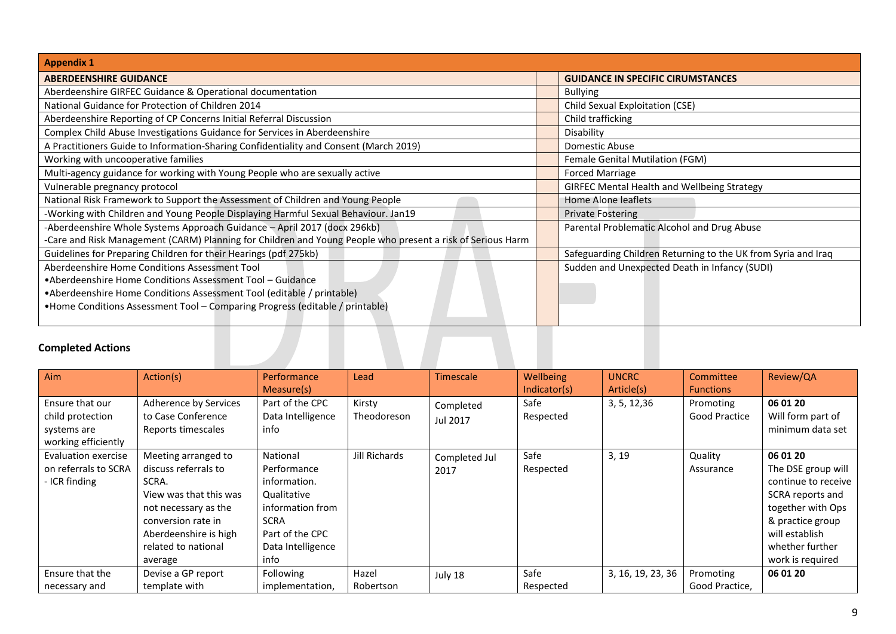| Appendix 1 | | |
|---|---|---|
| **ABERDEENSHIRE GUIDANCE** | | **GUIDANCE IN SPECIFIC CIRUMSTANCES** |
| Aberdeenshire GIRFEC Guidance & Operational documentation | | Bullying |
| National Guidance for Protection of Children 2014 | | Child Sexual Exploitation (CSE) |
| Aberdeenshire Reporting of CP Concerns Initial Referral Discussion | | Child trafficking |
| Complex Child Abuse Investigations Guidance for Services in Aberdeenshire | | Disability |
| A Practitioners Guide to Information-Sharing Confidentiality and Consent (March 2019) | | Domestic Abuse |
| Working with uncooperative families | | Female Genital Mutilation (FGM) |
| Multi-agency guidance for working with Young People who are sexually active | | Forced Marriage |
| Vulnerable pregnancy protocol | | GIRFEC Mental Health and Wellbeing Strategy |
| National Risk Framework to Support the Assessment of Children and Young People | | Home Alone leaflets |
| -Working with Children and Young People Displaying Harmful Sexual Behaviour. Jan19 | | Private Fostering |
| -Aberdeenshire Whole Systems Approach Guidance – April 2017 (docx 296kb)<br>-Care and Risk Management (CARM) Planning for Children and Young People who present a risk of Serious Harm | | Parental Problematic Alcohol and Drug Abuse |
| Guidelines for Preparing Children for their Hearings (pdf 275kb) | | Safeguarding Children Returning to the UK from Syria and Iraq |
| Aberdeenshire Home Conditions Assessment Tool<br>•Aberdeenshire Home Conditions Assessment Tool – Guidance<br>•Aberdeenshire Home Conditions Assessment Tool (editable / printable)<br>•Home Conditions Assessment Tool – Comparing Progress (editable / printable) | | Sudden and Unexpected Death in Infancy (SUDI) |

**Completed Actions**

| Aim | Action(s) | Performance Measure(s) | Lead | Timescale | Wellbeing Indicator(s) | UNCRC Article(s) | Committee Functions | Review/QA |
|---|---|---|---|---|---|---|---|---|
| Ensure that our child protection systems are working efficiently | Adherence by Services to Case Conference Reports timescales | Part of the CPC Data Intelligence info | Kirsty Theodoreson | Completed Jul 2017 | Safe<br>Respected | 3, 5, 12,36 | Promoting Good Practice | **06 01 20**<br>Will form part of minimum data set |
| Evaluation exercise on referrals to SCRA - ICR finding | Meeting arranged to discuss referrals to SCRA.<br>View was that this was not necessary as the conversion rate in Aberdeenshire is high related to national average | National Performance information.<br>Qualitative information from SCRA<br>Part of the CPC Data Intelligence info | Jill Richards | Completed Jul 2017 | Safe<br>Respected | 3, 19 | Quality Assurance | **06 01 20**<br>The DSE group will continue to receive SCRA reports and together with Ops & practice group will establish whether further work is required |
| Ensure that the necessary and | Devise a GP report template with | Following implementation, | Hazel Robertson | July 18 | Safe<br>Respected | 3, 16, 19, 23, 36 | Promoting Good Practice, | **06 01 20** |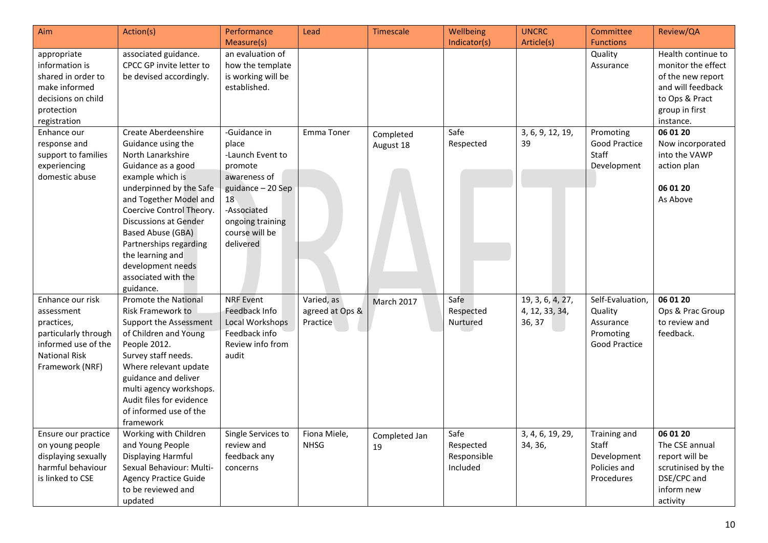| Aim | Action(s) | Performance Measure(s) | Lead | Timescale | Wellbeing Indicator(s) | UNCRC Article(s) | Committee Functions | Review/QA |
|---|---|---|---|---|---|---|---|---|
| appropriate information is shared in order to make informed decisions on child protection registration | associated guidance. CPCC GP invite letter to be devised accordingly. | an evaluation of how the template is working will be established. | | | | | Quality Assurance | Health continue to monitor the effect of the new report and will feedback to Ops & Pract group in first instance. |
| Enhance our response and support to families experiencing domestic abuse | Create Aberdeenshire Guidance using the North Lanarkshire Guidance as a good example which is underpinned by the Safe and Together Model and Coercive Control Theory. Discussions at Gender Based Abuse (GBA) Partnerships regarding the learning and development needs associated with the guidance. | -Guidance in place<br>-Launch Event to promote awareness of guidance – 20 Sep 18<br>-Associated ongoing training course will be delivered | Emma Toner | Completed August 18 | Safe<br>Respected | 3, 6, 9, 12, 19, 39 | Promoting Good Practice<br>Staff Development | **06 01 20**<br>Now incorporated into the VAWP action plan<br><br>**06 01 20**<br>As Above |
| Enhance our risk assessment practices, particularly through informed use of the National Risk Framework (NRF) | Promote the National Risk Framework to Support the Assessment of Children and Young People 2012.<br>Survey staff needs.<br>Where relevant update guidance and deliver multi agency workshops.<br>Audit files for evidence of informed use of the framework | NRF Event<br>Feedback Info<br>Local Workshops<br>Feedback info<br>Review info from audit | Varied, as agreed at Ops & Practice | March 2017 | Safe<br>Respected<br>Nurtured | 19, 3, 6, 4, 27, 4, 12, 33, 34, 36, 37 | Self-Evaluation, Quality Assurance<br>Promoting Good Practice | **06 01 20**<br>Ops & Prac Group to review and feedback. |
| Ensure our practice on young people displaying sexually harmful behaviour is linked to CSE | Working with Children and Young People Displaying Harmful Sexual Behaviour: Multi-Agency Practice Guide to be reviewed and updated | Single Services to review and feedback any concerns | Fiona Miele, NHSG | Completed Jan 19 | Safe<br>Respected<br>Responsible<br>Included | 3, 4, 6, 19, 29, 34, 36, | Training and Staff Development<br>Policies and Procedures | **06 01 20**<br>The CSE annual report will be scrutinised by the DSE/CPC and inform new activity |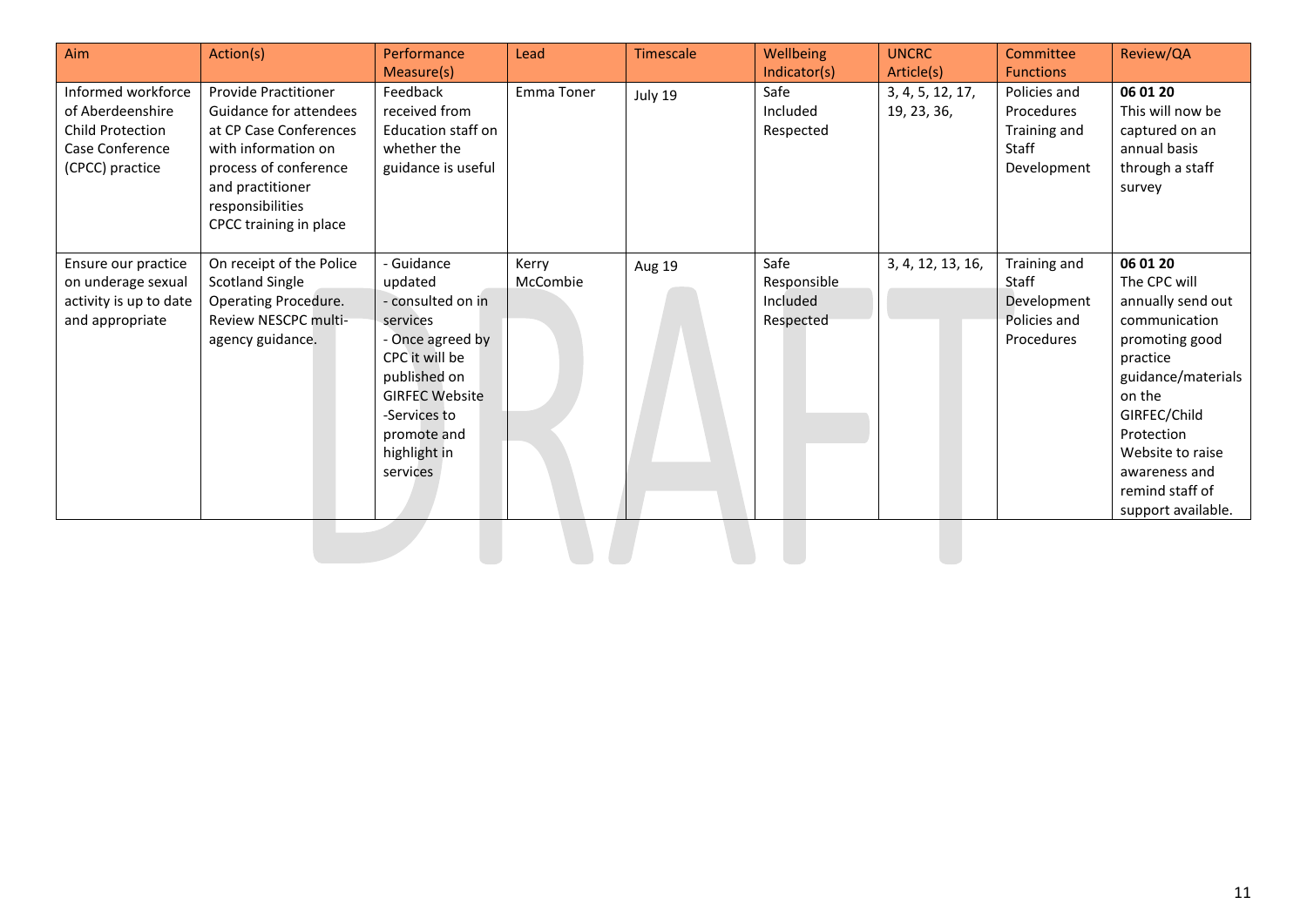| Aim | Action(s) | Performance Measure(s) | Lead | Timescale | Wellbeing Indicator(s) | UNCRC Article(s) | Committee Functions | Review/QA |
|---|---|---|---|---|---|---|---|---|
| Informed workforce of Aberdeenshire Child Protection Case Conference (CPCC) practice | Provide Practitioner Guidance for attendees at CP Case Conferences with information on process of conference and practitioner responsibilities<br>CPCC training in place | Feedback received from Education staff on whether the guidance is useful | Emma Toner | July 19 | Safe<br>Included<br>Respected | 3, 4, 5, 12, 17, 19, 23, 36, | Policies and Procedures<br>Training and Staff Development | **06 01 20**<br>This will now be captured on an annual basis through a staff survey |
| Ensure our practice on underage sexual activity is up to date and appropriate | On receipt of the Police Scotland Single Operating Procedure. Review NESCPC multi-agency guidance. | - Guidance updated<br>- consulted on in services<br>- Once agreed by CPC it will be published on GIRFEC Website<br>-Services to promote and highlight in services | Kerry McCombie | Aug 19 | Safe<br>Responsible<br>Included<br>Respected | 3, 4, 12, 13, 16, | Training and Staff Development<br>Policies and Procedures | **06 01 20**<br>The CPC will annually send out communication promoting good practice guidance/materials on the GIRFEC/Child Protection Website to raise awareness and remind staff of support available. |